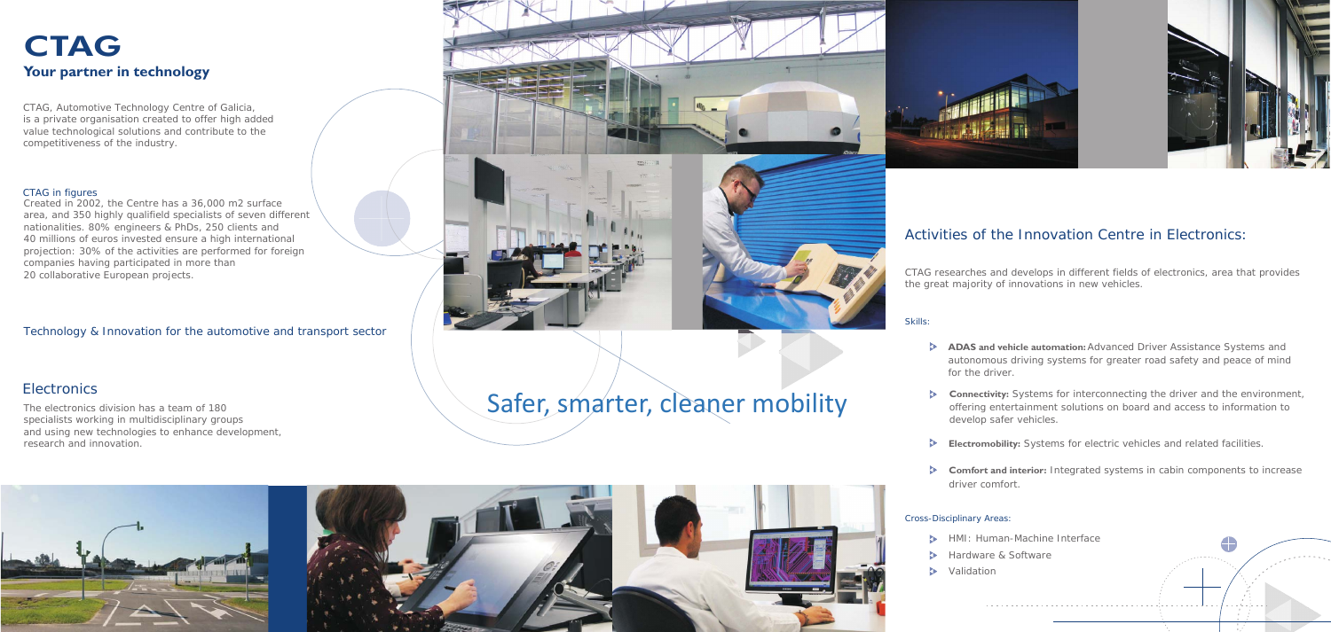# CTAG

## Your partner in technology

CTAG, Automotive Technology Centre of Galicia, is a private organisation created to offer high added value technological solutions and contribute to the competitiveness of the industry.

### CTAG in figures

Created in 2002, the Centre has a 36,000 m2 surface area, and 350 highly qualifield specialists of seven different nationalities. 80% engineers & PhDs, 250 clients and 40 millions of euros invested ensure a high international projection: 30% of the activities are performed for foreign companies having participated in more than 20 collaborative European projects.

Technology & Innovation for the automotive and transport sector

## Electronics

The electronics division has a team of 180 specialists working in multidisciplinary groups and using new technologies to enhance development, research and innovation.

# Safer, smarter, cleaner mobility

## Activities of the Innovation Centre in Electronics:

CTAG researches and develops in different fields of electronics, area that provides the great majority of innovations in new vehicles.

### Skills:

- **ADAS and vehicle automation:** Advanced Driver Assistance Systems and autonomous driving systems for greater road safety and peace of mind for the driver.
- **Connectivity:** Systems for interconnecting the driver and the environment, offering entertainment solutions on board and access to information to develop safer vehicles.
- **Electromobility:** Systems for electric vehicles and related facilities.
- **Comfort and interior:** Integrated systems in cabin components to increase driver comfort.

### Cross-Disciplinary Areas:

- HMI: Human-Machine Interface
- Hardware & Software
- Validation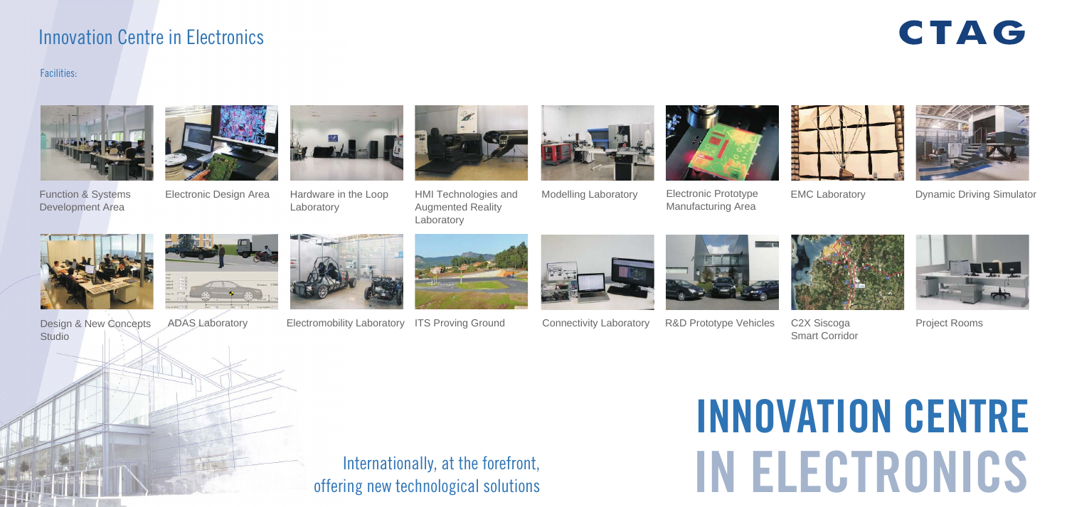## Innovation Centre in Electronics

CTAG

Facilities:

Function & Systems Development Area

Electronic Design Area

Hardware in the Loop Laboratory

HMI Technologies and Augmented Reality Laboratory

Modelling Laboratory

Electronic Prototype Manufacturing Area

EMC Laboratory

Dynamic Driving Simulator

Design & New Concepts Studio

ADAS Laboratory

Electromobility Laboratory

ITS Proving Ground

Connectivity Laboratory

R&D Prototype Vehicles

C2X Siscoga Smart Corridor

Project Rooms

# INNOVATION CENTRE IN ELECTRONICS

Internationally, at the forefront, offering new technological solutions